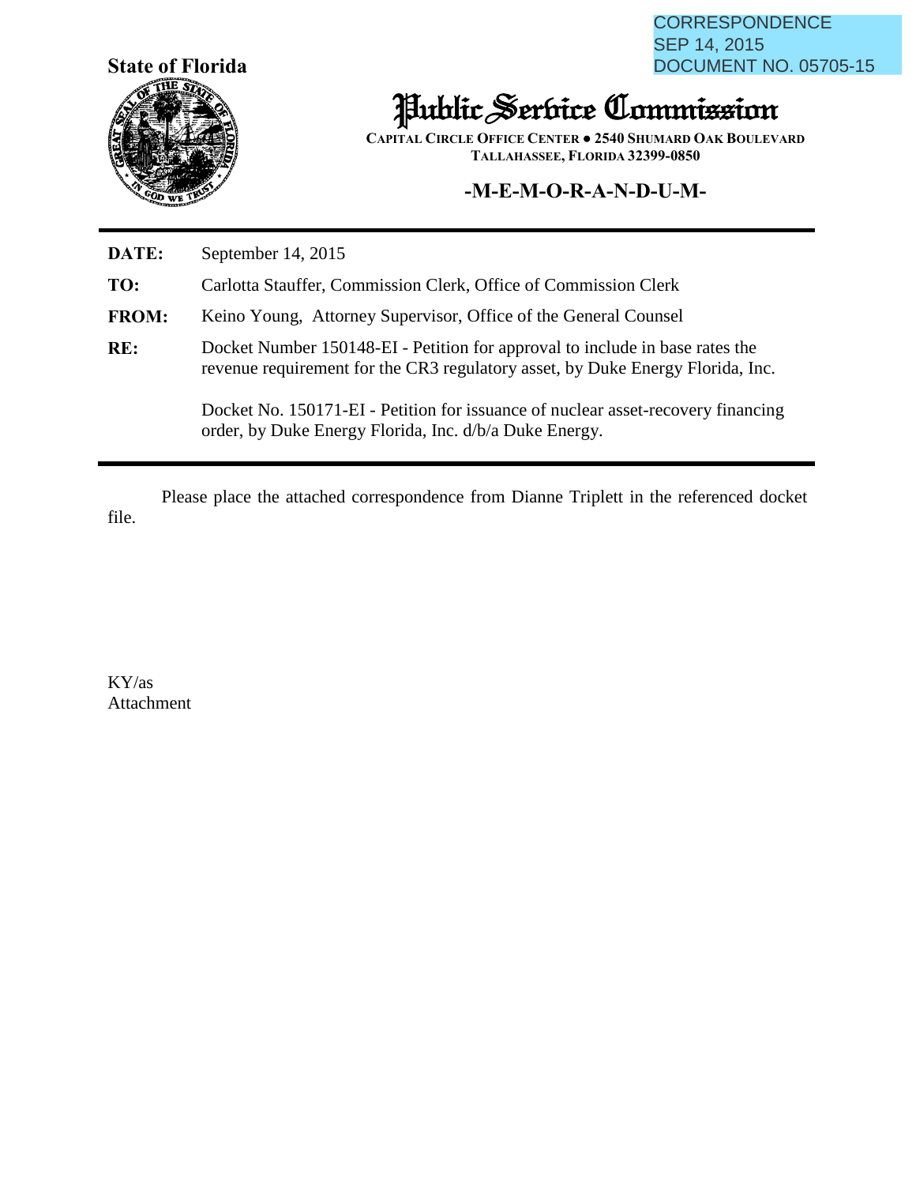CORRESPONDENCE
SEP 14, 2015
DOCUMENT NO. 05705-15

**State of Florida**

# Public Service Commission

**CAPITAL CIRCLE OFFICE CENTER ● 2540 SHUMARD OAK BOULEVARD**
**TALLAHASSEE, FLORIDA 32399-0850**

## -M-E-M-O-R-A-N-D-U-M-

**DATE:** September 14, 2015

**TO:** Carlotta Stauffer, Commission Clerk, Office of Commission Clerk

**FROM:** Keino Young, Attorney Supervisor, Office of the General Counsel

**RE:** Docket Number 150148-EI - Petition for approval to include in base rates the revenue requirement for the CR3 regulatory asset, by Duke Energy Florida, Inc.

Docket No. 150171-EI - Petition for issuance of nuclear asset-recovery financing order, by Duke Energy Florida, Inc. d/b/a Duke Energy.

Please place the attached correspondence from Dianne Triplett in the referenced docket file.

KY/as
Attachment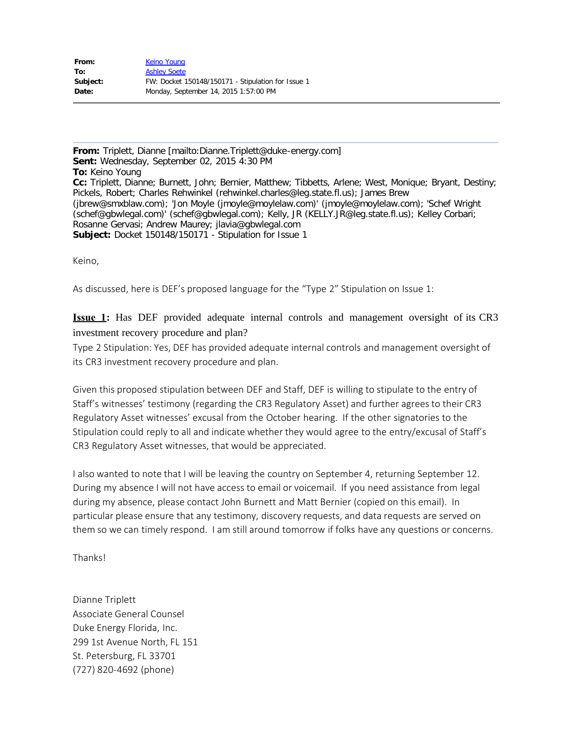| | |
|---|---|
| **From:** | Keino Young |
| **To:** | Ashley Soete |
| **Subject:** | FW: Docket 150148/150171 - Stipulation for Issue 1 |
| **Date:** | Monday, September 14, 2015 1:57:00 PM |

---

**From:** Triplett, Dianne [mailto:Dianne.Triplett@duke-energy.com]
**Sent:** Wednesday, September 02, 2015 4:30 PM
**To:** Keino Young
**Cc:** Triplett, Dianne; Burnett, John; Bernier, Matthew; Tibbetts, Arlene; West, Monique; Bryant, Destiny; Pickels, Robert; Charles Rehwinkel (rehwinkel.charles@leg.state.fl.us); James Brew (jbrew@smxblaw.com); 'Jon Moyle (jmoyle@moylelaw.com)' (jmoyle@moylelaw.com); 'Schef Wright (schef@gbwlegal.com)' (schef@gbwlegal.com); Kelly, JR (KELLY.JR@leg.state.fl.us); Kelley Corbari; Rosanne Gervasi; Andrew Maurey; jlavia@gbwlegal.com
**Subject:** Docket 150148/150171 - Stipulation for Issue 1

Keino,

As discussed, here is DEF's proposed language for the "Type 2" Stipulation on Issue 1:

**Issue 1:** Has DEF provided adequate internal controls and management oversight of its CR3 investment recovery procedure and plan?

Type 2 Stipulation: Yes, DEF has provided adequate internal controls and management oversight of its CR3 investment recovery procedure and plan.

Given this proposed stipulation between DEF and Staff, DEF is willing to stipulate to the entry of Staff's witnesses' testimony (regarding the CR3 Regulatory Asset) and further agrees to their CR3 Regulatory Asset witnesses' excusal from the October hearing. If the other signatories to the Stipulation could reply to all and indicate whether they would agree to the entry/excusal of Staff's CR3 Regulatory Asset witnesses, that would be appreciated.

I also wanted to note that I will be leaving the country on September 4, returning September 12. During my absence I will not have access to email or voicemail. If you need assistance from legal during my absence, please contact John Burnett and Matt Bernier (copied on this email). In particular please ensure that any testimony, discovery requests, and data requests are served on them so we can timely respond. I am still around tomorrow if folks have any questions or concerns.

Thanks!

Dianne Triplett
Associate General Counsel
Duke Energy Florida, Inc.
299 1st Avenue North, FL 151
St. Petersburg, FL 33701
(727) 820-4692 (phone)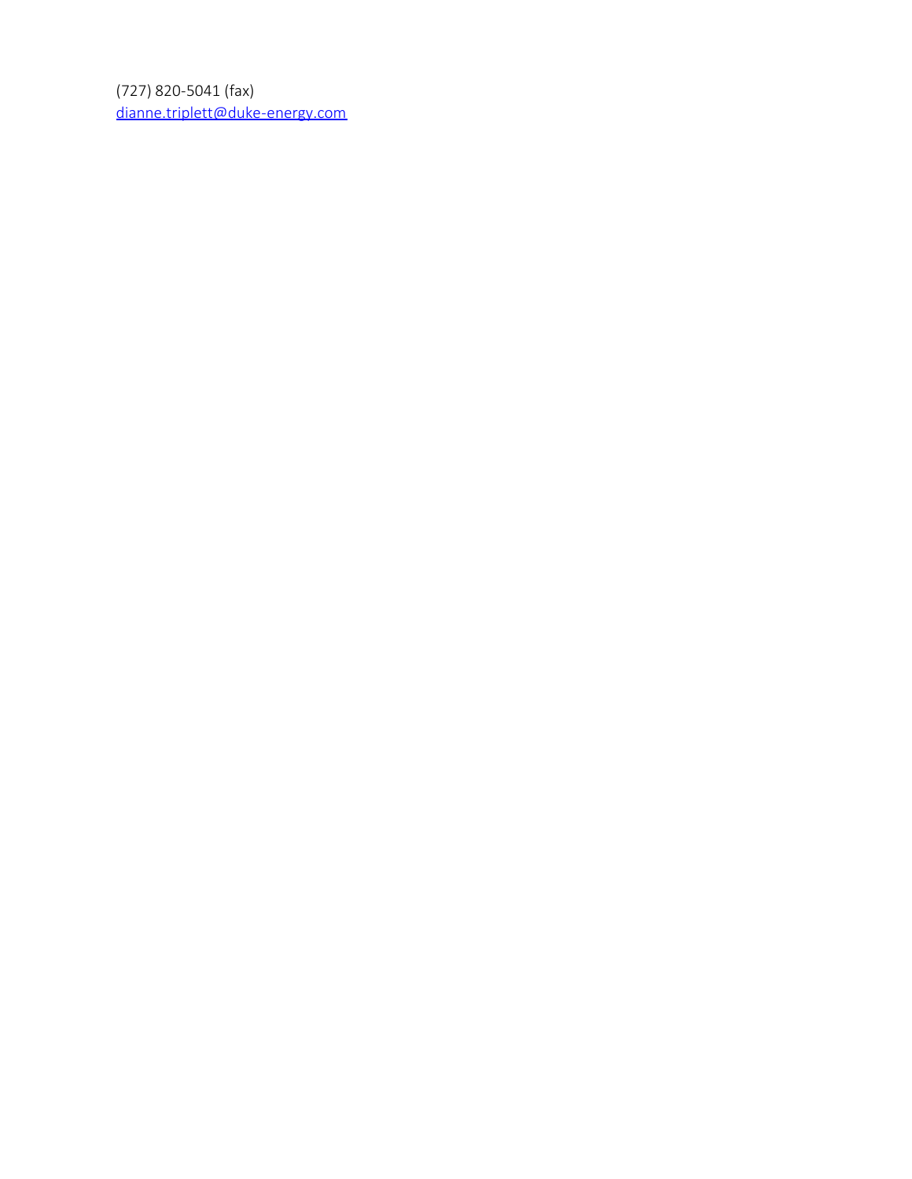(727) 820-5041 (fax)
dianne.triplett@duke-energy.com